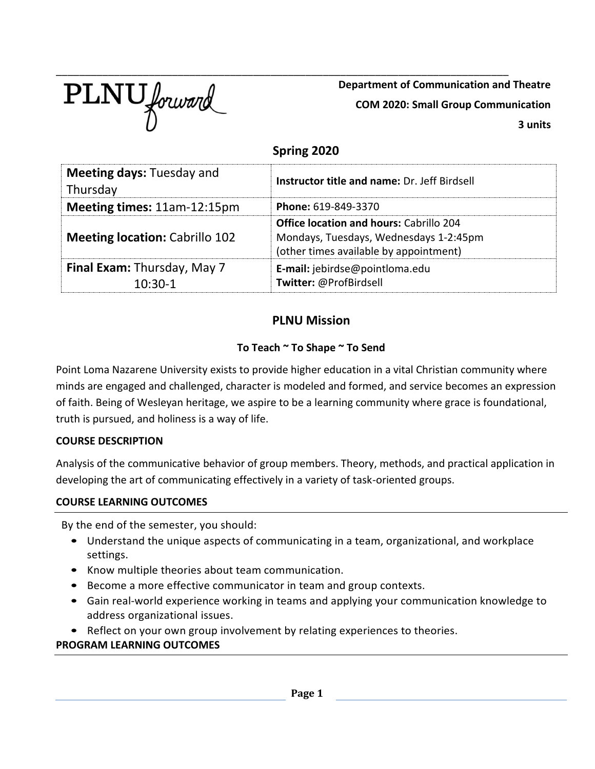PLNU forward

**Department of Communication and Theatre**

**COM 2020: Small Group Communication**

**3 units**

## Spring 2020

| **Meeting days:** Tuesday and Thursday | **Instructor title and name:** Dr. Jeff Birdsell |
|---|---|
| **Meeting times:** 11am-12:15pm | **Phone:** 619-849-3370 |
| **Meeting location:** Cabrillo 102 | **Office location and hours:** Cabrillo 204 Mondays, Tuesdays, Wednesdays 1-2:45pm (other times available by appointment) |
| **Final Exam:** Thursday, May 7 10:30-1 | **E-mail:** jebirdse@pointloma.edu **Twitter:** @ProfBirdsell |

## PLNU Mission

**To Teach ~ To Shape ~ To Send**

Point Loma Nazarene University exists to provide higher education in a vital Christian community where minds are engaged and challenged, character is modeled and formed, and service becomes an expression of faith. Being of Wesleyan heritage, we aspire to be a learning community where grace is foundational, truth is pursued, and holiness is a way of life.

### COURSE DESCRIPTION

Analysis of the communicative behavior of group members. Theory, methods, and practical application in developing the art of communicating effectively in a variety of task-oriented groups.

### COURSE LEARNING OUTCOMES

By the end of the semester, you should:

- Understand the unique aspects of communicating in a team, organizational, and workplace settings.
- Know multiple theories about team communication.
- Become a more effective communicator in team and group contexts.
- Gain real-world experience working in teams and applying your communication knowledge to address organizational issues.
- Reflect on your own group involvement by relating experiences to theories.

### PROGRAM LEARNING OUTCOMES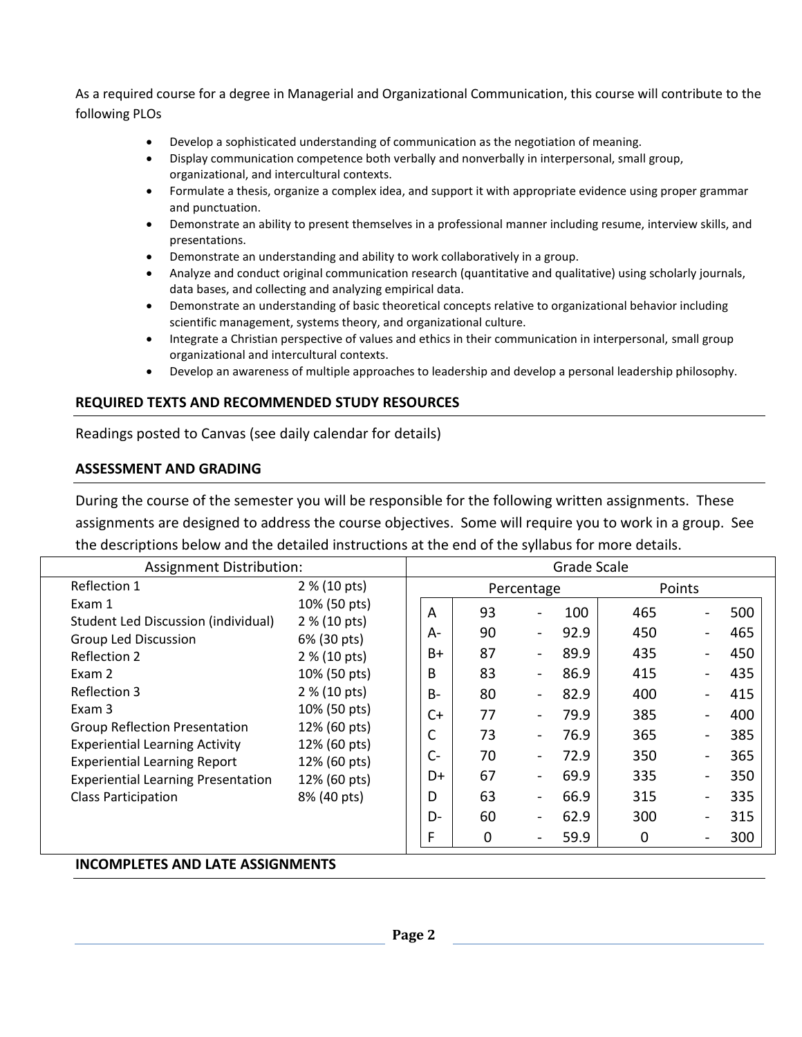As a required course for a degree in Managerial and Organizational Communication, this course will contribute to the following PLOs

- Develop a sophisticated understanding of communication as the negotiation of meaning.
- Display communication competence both verbally and nonverbally in interpersonal, small group, organizational, and intercultural contexts.
- Formulate a thesis, organize a complex idea, and support it with appropriate evidence using proper grammar and punctuation.
- Demonstrate an ability to present themselves in a professional manner including resume, interview skills, and presentations.
- Demonstrate an understanding and ability to work collaboratively in a group.
- Analyze and conduct original communication research (quantitative and qualitative) using scholarly journals, data bases, and collecting and analyzing empirical data.
- Demonstrate an understanding of basic theoretical concepts relative to organizational behavior including scientific management, systems theory, and organizational culture.
- Integrate a Christian perspective of values and ethics in their communication in interpersonal, small group organizational and intercultural contexts.
- Develop an awareness of multiple approaches to leadership and develop a personal leadership philosophy.

## REQUIRED TEXTS AND RECOMMENDED STUDY RESOURCES

Readings posted to Canvas (see daily calendar for details)

## ASSESSMENT AND GRADING

During the course of the semester you will be responsible for the following written assignments. These assignments are designed to address the course objectives. Some will require you to work in a group. See the descriptions below and the detailed instructions at the end of the syllabus for more details.

| Assignment Distribution: | |
|---|---|
| Reflection 1 | 2 % (10 pts) |
| Exam 1 | 10% (50 pts) |
| Student Led Discussion (individual) | 2 % (10 pts) |
| Group Led Discussion | 6% (30 pts) |
| Reflection 2 | 2 % (10 pts) |
| Exam 2 | 10% (50 pts) |
| Reflection 3 | 2 % (10 pts) |
| Exam 3 | 10% (50 pts) |
| Group Reflection Presentation | 12% (60 pts) |
| Experiential Learning Activity | 12% (60 pts) |
| Experiential Learning Report | 12% (60 pts) |
| Experiential Learning Presentation | 12% (60 pts) |
| Class Participation | 8% (40 pts) |

| Grade Scale | | |
|---|---|---|
| | Percentage | Points |
| A | 93 - 100 | 465 - 500 |
| A- | 90 - 92.9 | 450 - 465 |
| B+ | 87 - 89.9 | 435 - 450 |
| B | 83 - 86.9 | 415 - 435 |
| B- | 80 - 82.9 | 400 - 415 |
| C+ | 77 - 79.9 | 385 - 400 |
| C | 73 - 76.9 | 365 - 385 |
| C- | 70 - 72.9 | 350 - 365 |
| D+ | 67 - 69.9 | 335 - 350 |
| D | 63 - 66.9 | 315 - 335 |
| D- | 60 - 62.9 | 300 - 315 |
| F | 0 - 59.9 | 0 - 300 |

## INCOMPLETES AND LATE ASSIGNMENTS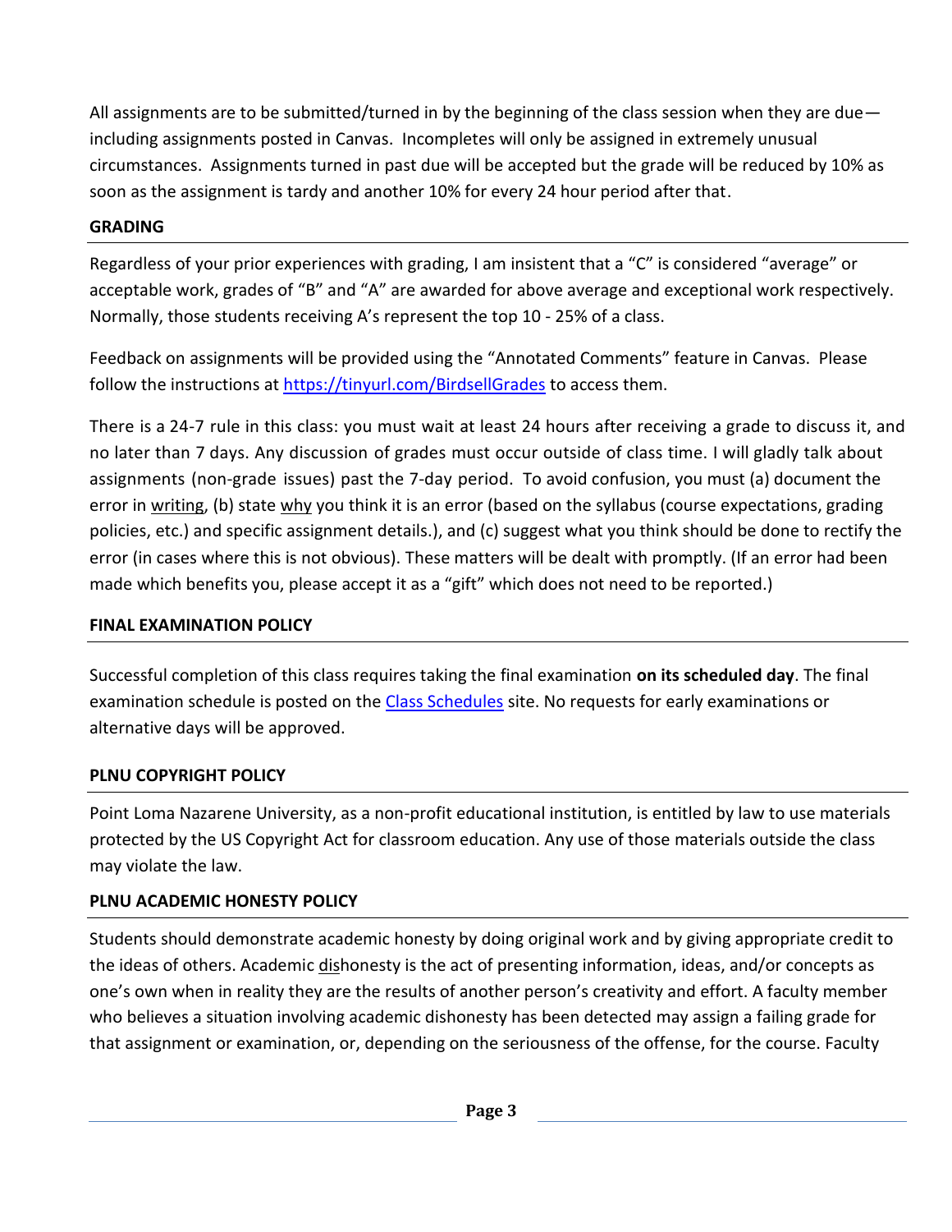All assignments are to be submitted/turned in by the beginning of the class session when they are due—including assignments posted in Canvas. Incompletes will only be assigned in extremely unusual circumstances. Assignments turned in past due will be accepted but the grade will be reduced by 10% as soon as the assignment is tardy and another 10% for every 24 hour period after that.

## GRADING

Regardless of your prior experiences with grading, I am insistent that a "C" is considered "average" or acceptable work, grades of "B" and "A" are awarded for above average and exceptional work respectively. Normally, those students receiving A's represent the top 10 - 25% of a class.

Feedback on assignments will be provided using the "Annotated Comments" feature in Canvas. Please follow the instructions at [https://tinyurl.com/BirdsellGrades](https://tinyurl.com/BirdsellGrades) to access them.

There is a 24-7 rule in this class: you must wait at least 24 hours after receiving a grade to discuss it, and no later than 7 days. Any discussion of grades must occur outside of class time. I will gladly talk about assignments (non-grade issues) past the 7-day period. To avoid confusion, you must (a) document the error in <u>writing</u>, (b) state <u>why</u> you think it is an error (based on the syllabus (course expectations, grading policies, etc.) and specific assignment details.), and (c) suggest what you think should be done to rectify the error (in cases where this is not obvious). These matters will be dealt with promptly. (If an error had been made which benefits you, please accept it as a "gift" which does not need to be reported.)

## FINAL EXAMINATION POLICY

Successful completion of this class requires taking the final examination **on its scheduled day**. The final examination schedule is posted on the [Class Schedules](#) site. No requests for early examinations or alternative days will be approved.

## PLNU COPYRIGHT POLICY

Point Loma Nazarene University, as a non-profit educational institution, is entitled by law to use materials protected by the US Copyright Act for classroom education. Any use of those materials outside the class may violate the law.

## PLNU ACADEMIC HONESTY POLICY

Students should demonstrate academic honesty by doing original work and by giving appropriate credit to the ideas of others. Academic <u>dis</u>honesty is the act of presenting information, ideas, and/or concepts as one's own when in reality they are the results of another person's creativity and effort. A faculty member who believes a situation involving academic dishonesty has been detected may assign a failing grade for that assignment or examination, or, depending on the seriousness of the offense, for the course. Faculty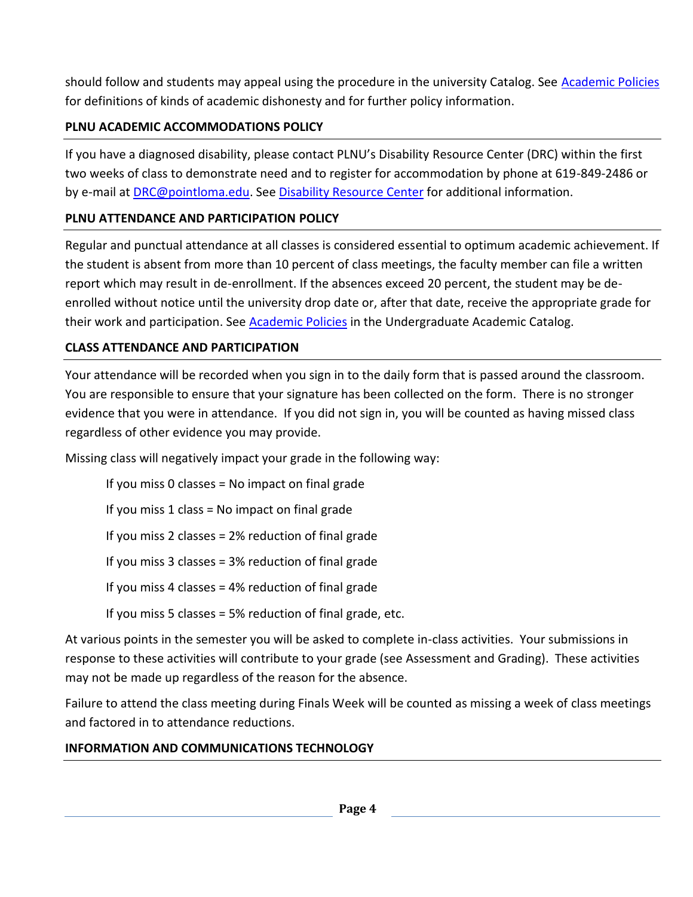should follow and students may appeal using the procedure in the university Catalog. See Academic Policies for definitions of kinds of academic dishonesty and for further policy information.

## PLNU ACADEMIC ACCOMMODATIONS POLICY

If you have a diagnosed disability, please contact PLNU's Disability Resource Center (DRC) within the first two weeks of class to demonstrate need and to register for accommodation by phone at 619-849-2486 or by e-mail at DRC@pointloma.edu. See Disability Resource Center for additional information.

## PLNU ATTENDANCE AND PARTICIPATION POLICY

Regular and punctual attendance at all classes is considered essential to optimum academic achievement. If the student is absent from more than 10 percent of class meetings, the faculty member can file a written report which may result in de-enrollment. If the absences exceed 20 percent, the student may be de-enrolled without notice until the university drop date or, after that date, receive the appropriate grade for their work and participation. See Academic Policies in the Undergraduate Academic Catalog.

## CLASS ATTENDANCE AND PARTICIPATION

Your attendance will be recorded when you sign in to the daily form that is passed around the classroom. You are responsible to ensure that your signature has been collected on the form. There is no stronger evidence that you were in attendance. If you did not sign in, you will be counted as having missed class regardless of other evidence you may provide.

Missing class will negatively impact your grade in the following way:

If you miss 0 classes = No impact on final grade

If you miss 1 class = No impact on final grade

If you miss 2 classes = 2% reduction of final grade

If you miss 3 classes = 3% reduction of final grade

If you miss 4 classes = 4% reduction of final grade

If you miss 5 classes = 5% reduction of final grade, etc.

At various points in the semester you will be asked to complete in-class activities. Your submissions in response to these activities will contribute to your grade (see Assessment and Grading). These activities may not be made up regardless of the reason for the absence.

Failure to attend the class meeting during Finals Week will be counted as missing a week of class meetings and factored in to attendance reductions.

## INFORMATION AND COMMUNICATIONS TECHNOLOGY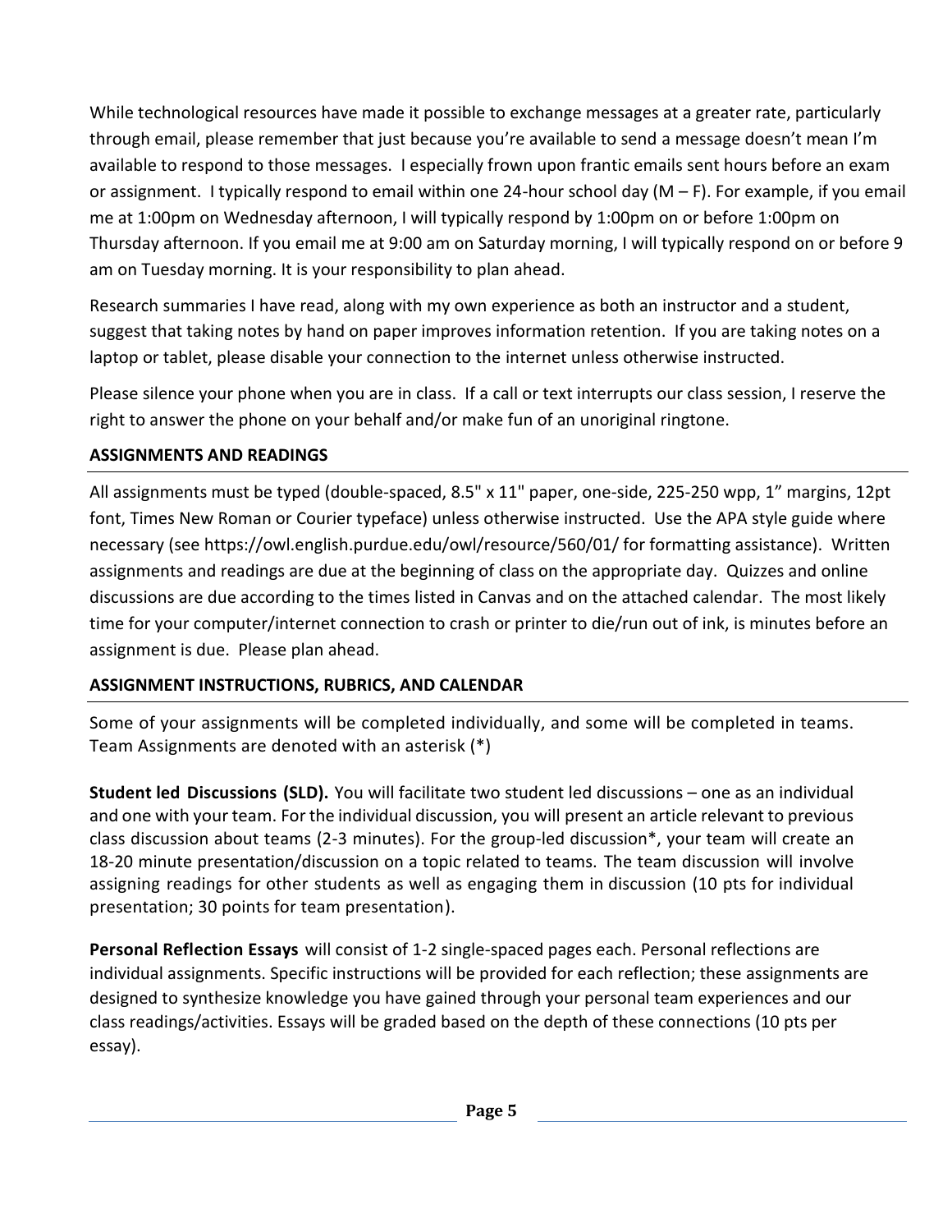While technological resources have made it possible to exchange messages at a greater rate, particularly through email, please remember that just because you're available to send a message doesn't mean I'm available to respond to those messages. I especially frown upon frantic emails sent hours before an exam or assignment. I typically respond to email within one 24-hour school day (M – F). For example, if you email me at 1:00pm on Wednesday afternoon, I will typically respond by 1:00pm on or before 1:00pm on Thursday afternoon. If you email me at 9:00 am on Saturday morning, I will typically respond on or before 9 am on Tuesday morning. It is your responsibility to plan ahead.

Research summaries I have read, along with my own experience as both an instructor and a student, suggest that taking notes by hand on paper improves information retention. If you are taking notes on a laptop or tablet, please disable your connection to the internet unless otherwise instructed.

Please silence your phone when you are in class. If a call or text interrupts our class session, I reserve the right to answer the phone on your behalf and/or make fun of an unoriginal ringtone.

## ASSIGNMENTS AND READINGS

All assignments must be typed (double-spaced, 8.5" x 11" paper, one-side, 225-250 wpp, 1" margins, 12pt font, Times New Roman or Courier typeface) unless otherwise instructed. Use the APA style guide where necessary (see https://owl.english.purdue.edu/owl/resource/560/01/ for formatting assistance). Written assignments and readings are due at the beginning of class on the appropriate day. Quizzes and online discussions are due according to the times listed in Canvas and on the attached calendar. The most likely time for your computer/internet connection to crash or printer to die/run out of ink, is minutes before an assignment is due. Please plan ahead.

## ASSIGNMENT INSTRUCTIONS, RUBRICS, AND CALENDAR

Some of your assignments will be completed individually, and some will be completed in teams. Team Assignments are denoted with an asterisk (*)

**Student led Discussions (SLD).** You will facilitate two student led discussions – one as an individual and one with your team. For the individual discussion, you will present an article relevant to previous class discussion about teams (2-3 minutes). For the group-led discussion*, your team will create an 18-20 minute presentation/discussion on a topic related to teams. The team discussion will involve assigning readings for other students as well as engaging them in discussion (10 pts for individual presentation; 30 points for team presentation).

**Personal Reflection Essays** will consist of 1-2 single-spaced pages each. Personal reflections are individual assignments. Specific instructions will be provided for each reflection; these assignments are designed to synthesize knowledge you have gained through your personal team experiences and our class readings/activities. Essays will be graded based on the depth of these connections (10 pts per essay).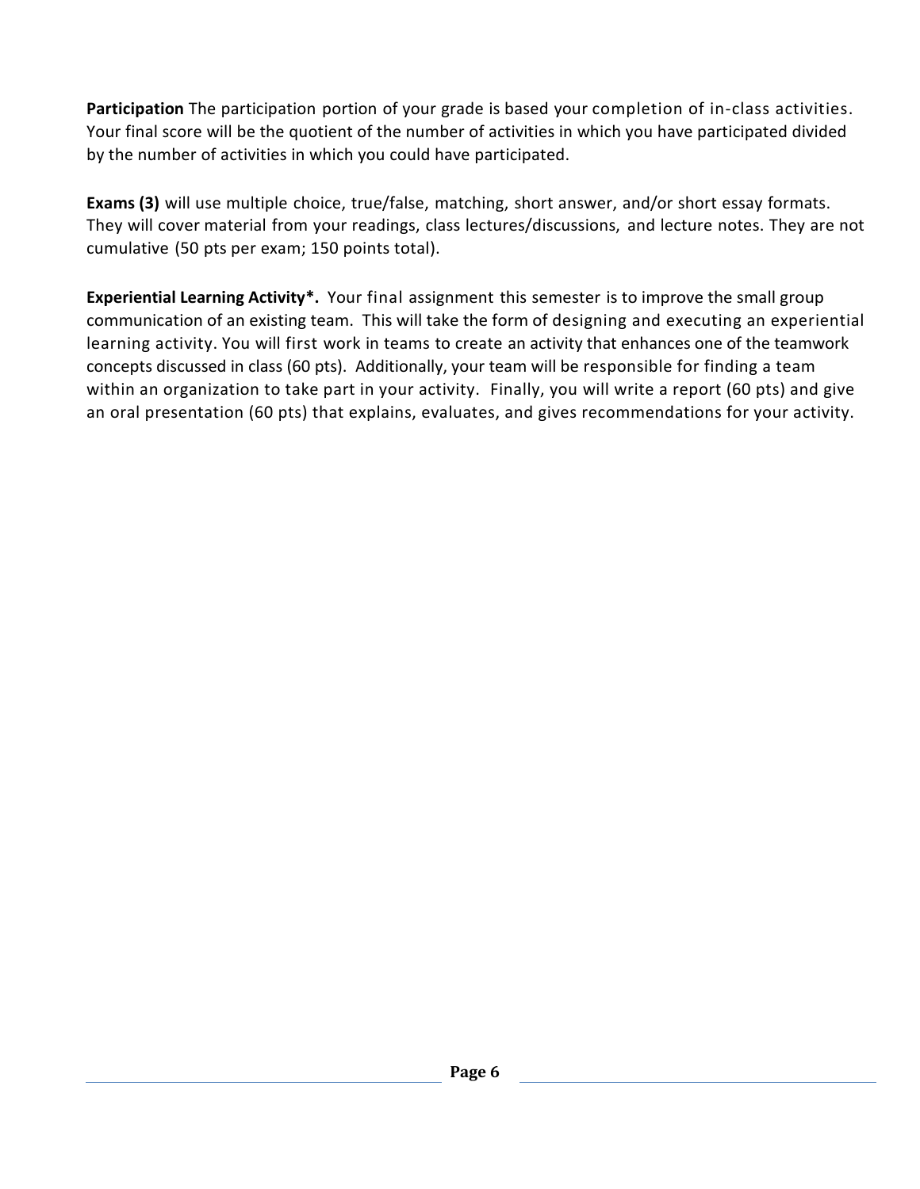**Participation** The participation portion of your grade is based your completion of in-class activities. Your final score will be the quotient of the number of activities in which you have participated divided by the number of activities in which you could have participated.

**Exams (3)** will use multiple choice, true/false, matching, short answer, and/or short essay formats. They will cover material from your readings, class lectures/discussions, and lecture notes. They are not cumulative (50 pts per exam; 150 points total).

**Experiential Learning Activity*.** Your final assignment this semester is to improve the small group communication of an existing team. This will take the form of designing and executing an experiential learning activity. You will first work in teams to create an activity that enhances one of the teamwork concepts discussed in class (60 pts). Additionally, your team will be responsible for finding a team within an organization to take part in your activity. Finally, you will write a report (60 pts) and give an oral presentation (60 pts) that explains, evaluates, and gives recommendations for your activity.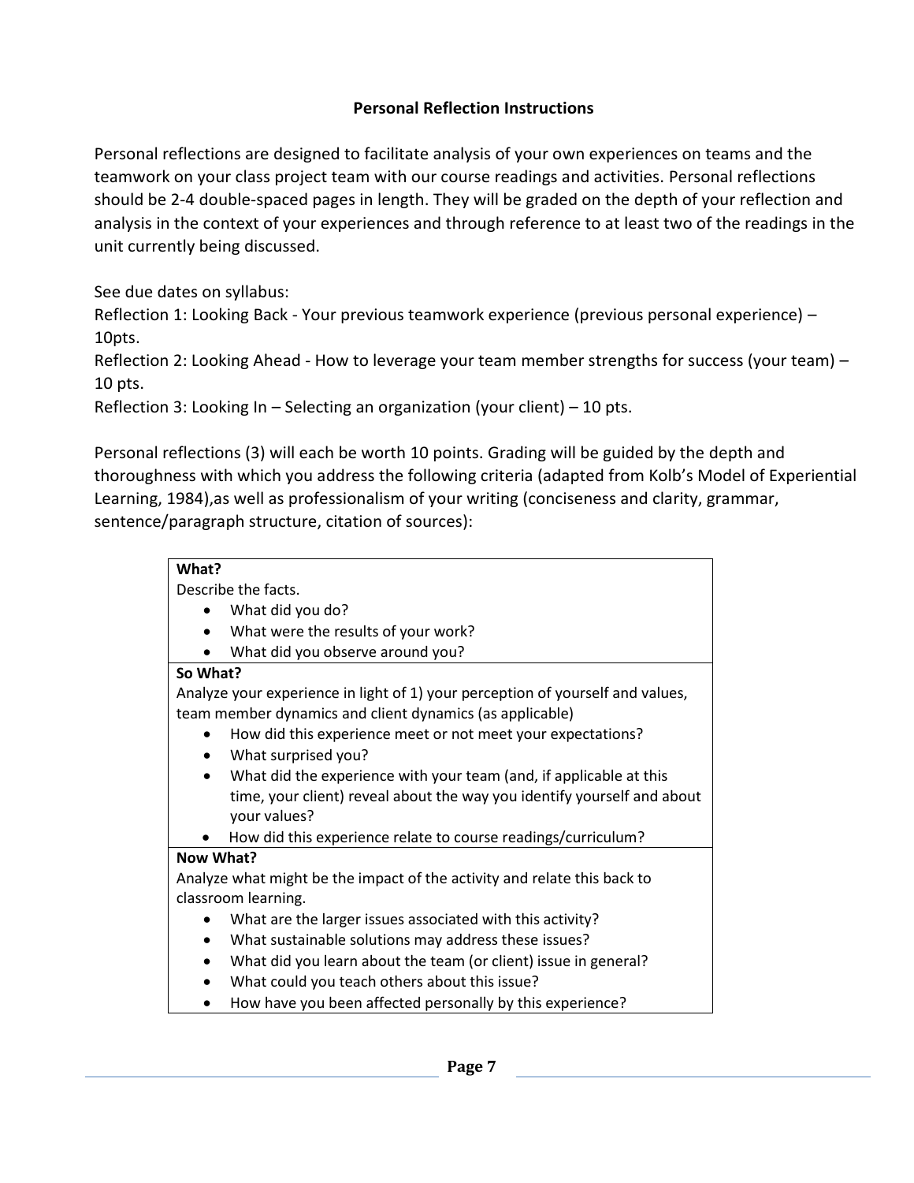## Personal Reflection Instructions

Personal reflections are designed to facilitate analysis of your own experiences on teams and the teamwork on your class project team with our course readings and activities. Personal reflections should be 2-4 double-spaced pages in length. They will be graded on the depth of your reflection and analysis in the context of your experiences and through reference to at least two of the readings in the unit currently being discussed.

See due dates on syllabus:
Reflection 1: Looking Back - Your previous teamwork experience (previous personal experience) – 10pts.
Reflection 2: Looking Ahead - How to leverage your team member strengths for success (your team) – 10 pts.
Reflection 3: Looking In – Selecting an organization (your client) – 10 pts.

Personal reflections (3) will each be worth 10 points. Grading will be guided by the depth and thoroughness with which you address the following criteria (adapted from Kolb's Model of Experiential Learning, 1984),as well as professionalism of your writing (conciseness and clarity, grammar, sentence/paragraph structure, citation of sources):

**What?**
Describe the facts.

- What did you do?
- What were the results of your work?
- What did you observe around you?

**So What?**
Analyze your experience in light of 1) your perception of yourself and values, team member dynamics and client dynamics (as applicable)

- How did this experience meet or not meet your expectations?
- What surprised you?
- What did the experience with your team (and, if applicable at this time, your client) reveal about the way you identify yourself and about your values?
- How did this experience relate to course readings/curriculum?

**Now What?**
Analyze what might be the impact of the activity and relate this back to classroom learning.

- What are the larger issues associated with this activity?
- What sustainable solutions may address these issues?
- What did you learn about the team (or client) issue in general?
- What could you teach others about this issue?
- How have you been affected personally by this experience?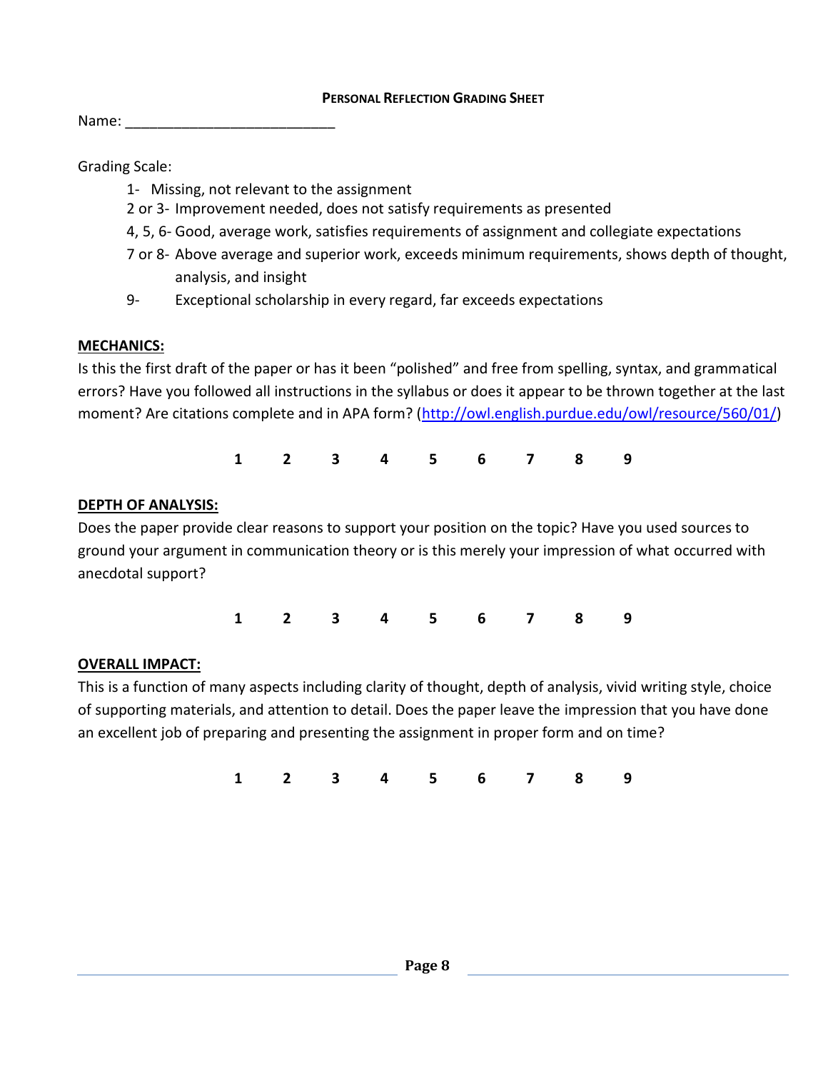**PERSONAL REFLECTION GRADING SHEET**

Name: ___________________________

Grading Scale:

- 1- Missing, not relevant to the assignment
- 2 or 3- Improvement needed, does not satisfy requirements as presented
- 4, 5, 6- Good, average work, satisfies requirements of assignment and collegiate expectations
- 7 or 8- Above average and superior work, exceeds minimum requirements, shows depth of thought, analysis, and insight
- 9- Exceptional scholarship in every regard, far exceeds expectations

**MECHANICS:**

Is this the first draft of the paper or has it been "polished" and free from spelling, syntax, and grammatical errors? Have you followed all instructions in the syllabus or does it appear to be thrown together at the last moment? Are citations complete and in APA form? (http://owl.english.purdue.edu/owl/resource/560/01/)

**1 2 3 4 5 6 7 8 9**

**DEPTH OF ANALYSIS:**

Does the paper provide clear reasons to support your position on the topic? Have you used sources to ground your argument in communication theory or is this merely your impression of what occurred with anecdotal support?

**1 2 3 4 5 6 7 8 9**

**OVERALL IMPACT:**

This is a function of many aspects including clarity of thought, depth of analysis, vivid writing style, choice of supporting materials, and attention to detail. Does the paper leave the impression that you have done an excellent job of preparing and presenting the assignment in proper form and on time?

**1 2 3 4 5 6 7 8 9**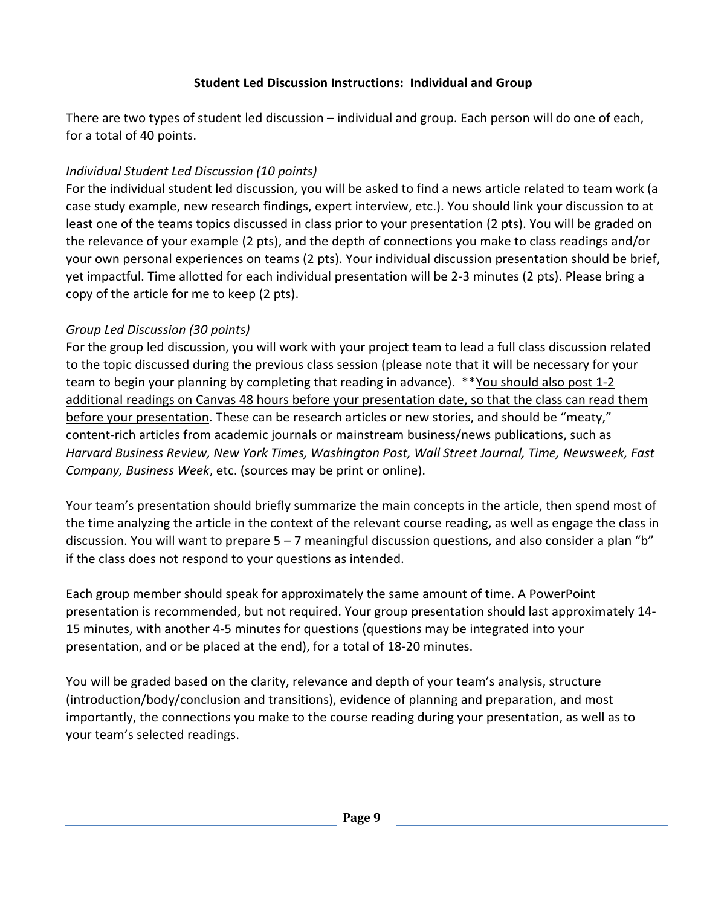## Student Led Discussion Instructions: Individual and Group

There are two types of student led discussion – individual and group. Each person will do one of each, for a total of 40 points.

*Individual Student Led Discussion (10 points)*

For the individual student led discussion, you will be asked to find a news article related to team work (a case study example, new research findings, expert interview, etc.). You should link your discussion to at least one of the teams topics discussed in class prior to your presentation (2 pts). You will be graded on the relevance of your example (2 pts), and the depth of connections you make to class readings and/or your own personal experiences on teams (2 pts). Your individual discussion presentation should be brief, yet impactful. Time allotted for each individual presentation will be 2-3 minutes (2 pts). Please bring a copy of the article for me to keep (2 pts).

*Group Led Discussion (30 points)*

For the group led discussion, you will work with your project team to lead a full class discussion related to the topic discussed during the previous class session (please note that it will be necessary for your team to begin your planning by completing that reading in advance). **<u>You should also post 1-2 additional readings on Canvas 48 hours before your presentation date, so that the class can read them before your presentation</u>. These can be research articles or new stories, and should be "meaty," content-rich articles from academic journals or mainstream business/news publications, such as *Harvard Business Review, New York Times, Washington Post, Wall Street Journal, Time, Newsweek, Fast Company, Business Week*, etc. (sources may be print or online).

Your team's presentation should briefly summarize the main concepts in the article, then spend most of the time analyzing the article in the context of the relevant course reading, as well as engage the class in discussion. You will want to prepare 5 – 7 meaningful discussion questions, and also consider a plan "b" if the class does not respond to your questions as intended.

Each group member should speak for approximately the same amount of time. A PowerPoint presentation is recommended, but not required. Your group presentation should last approximately 14-15 minutes, with another 4-5 minutes for questions (questions may be integrated into your presentation, and or be placed at the end), for a total of 18-20 minutes.

You will be graded based on the clarity, relevance and depth of your team's analysis, structure (introduction/body/conclusion and transitions), evidence of planning and preparation, and most importantly, the connections you make to the course reading during your presentation, as well as to your team's selected readings.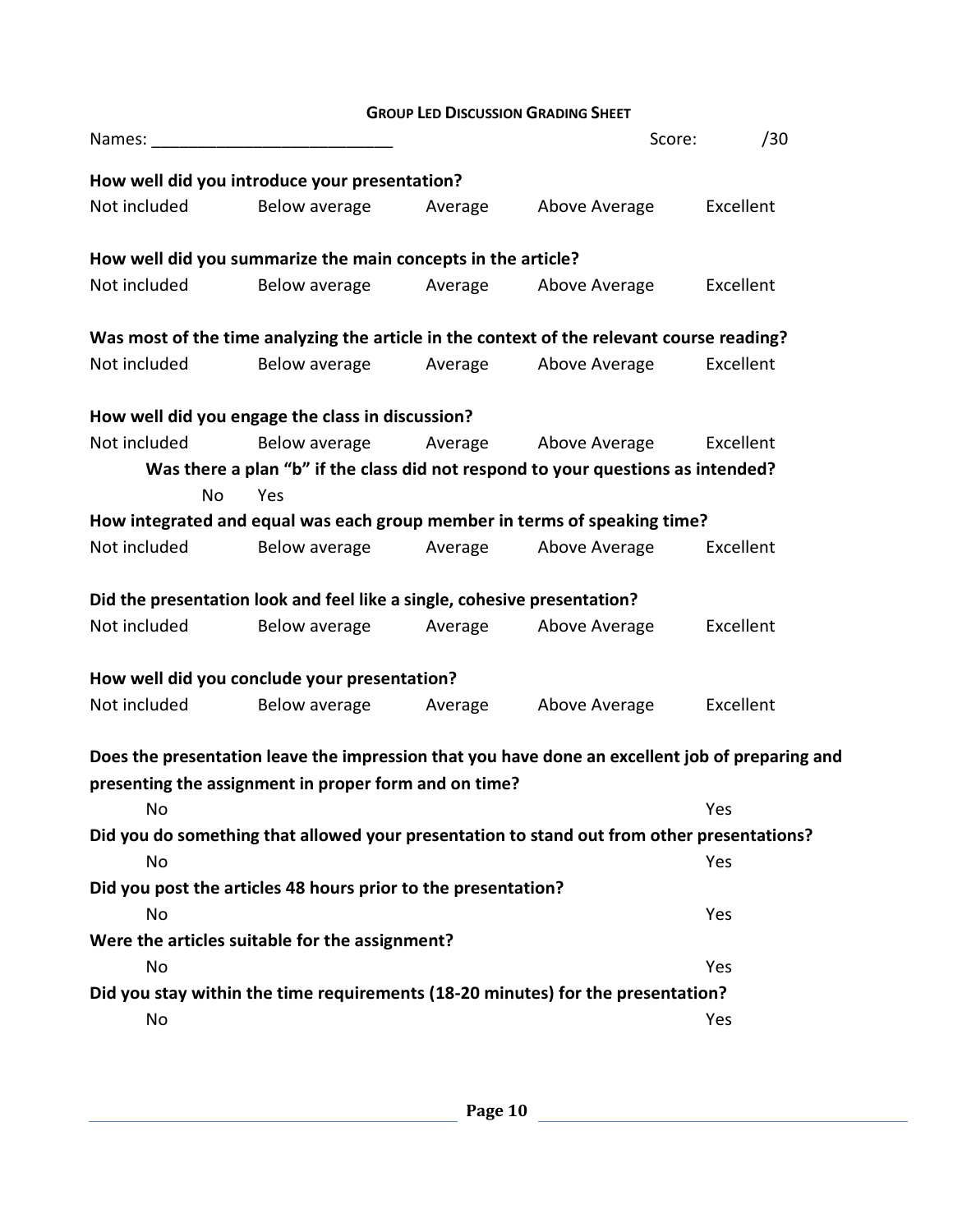## Group Led Discussion Grading Sheet

Names: _________________________ Score: /30

**How well did you introduce your presentation?**

Not included Below average Average Above Average Excellent

**How well did you summarize the main concepts in the article?**

Not included Below average Average Above Average Excellent

**Was most of the time analyzing the article in the context of the relevant course reading?**

Not included Below average Average Above Average Excellent

**How well did you engage the class in discussion?**

Not included Below average Average Above Average Excellent

**Was there a plan "b" if the class did not respond to your questions as intended?**

No Yes

**How integrated and equal was each group member in terms of speaking time?**

Not included Below average Average Above Average Excellent

**Did the presentation look and feel like a single, cohesive presentation?**

Not included Below average Average Above Average Excellent

**How well did you conclude your presentation?**

Not included Below average Average Above Average Excellent

**Does the presentation leave the impression that you have done an excellent job of preparing and presenting the assignment in proper form and on time?**

No Yes

**Did you do something that allowed your presentation to stand out from other presentations?**

No Yes

**Did you post the articles 48 hours prior to the presentation?**

No Yes

**Were the articles suitable for the assignment?**

No Yes

**Did you stay within the time requirements (18-20 minutes) for the presentation?**

No Yes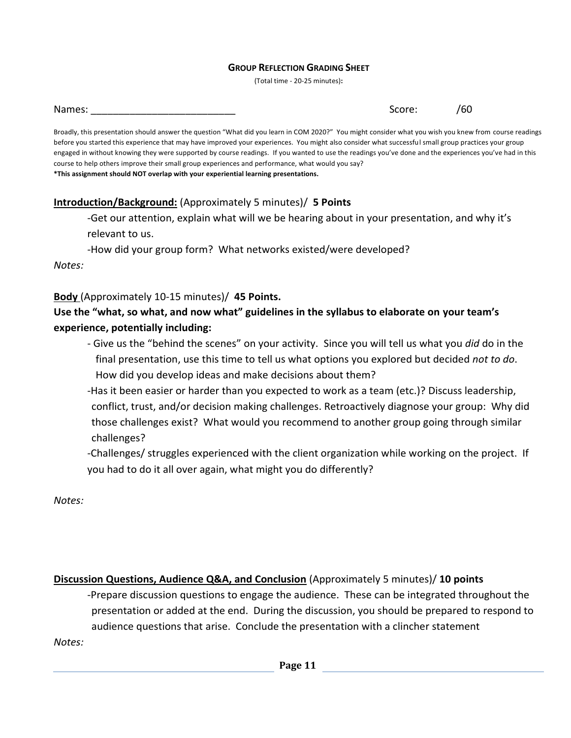## Group Reflection Grading Sheet

(Total time - 20-25 minutes):

Names: _________________________ Score: /60

Broadly, this presentation should answer the question "What did you learn in COM 2020?" You might consider what you wish you knew from course readings before you started this experience that may have improved your experiences. You might also consider what successful small group practices your group engaged in without knowing they were supported by course readings. If you wanted to use the readings you've done and the experiences you've had in this course to help others improve their small group experiences and performance, what would you say?

**\*This assignment should NOT overlap with your experiential learning presentations.**

**Introduction/Background:** (Approximately 5 minutes)/ **5 Points**

-Get our attention, explain what will we be hearing about in your presentation, and why it's relevant to us.

-How did your group form? What networks existed/were developed?

*Notes:*

**Body** (Approximately 10-15 minutes)/ **45 Points.**

**Use the "what, so what, and now what" guidelines in the syllabus to elaborate on your team's experience, potentially including:**

- Give us the "behind the scenes" on your activity. Since you will tell us what you *did* do in the final presentation, use this time to tell us what options you explored but decided *not to do*. How did you develop ideas and make decisions about them?

-Has it been easier or harder than you expected to work as a team (etc.)? Discuss leadership, conflict, trust, and/or decision making challenges. Retroactively diagnose your group: Why did those challenges exist? What would you recommend to another group going through similar challenges?

-Challenges/ struggles experienced with the client organization while working on the project. If you had to do it all over again, what might you do differently?

*Notes:*

**Discussion Questions, Audience Q&A, and Conclusion** (Approximately 5 minutes)/ **10 points**

-Prepare discussion questions to engage the audience. These can be integrated throughout the presentation or added at the end. During the discussion, you should be prepared to respond to audience questions that arise. Conclude the presentation with a clincher statement

*Notes:*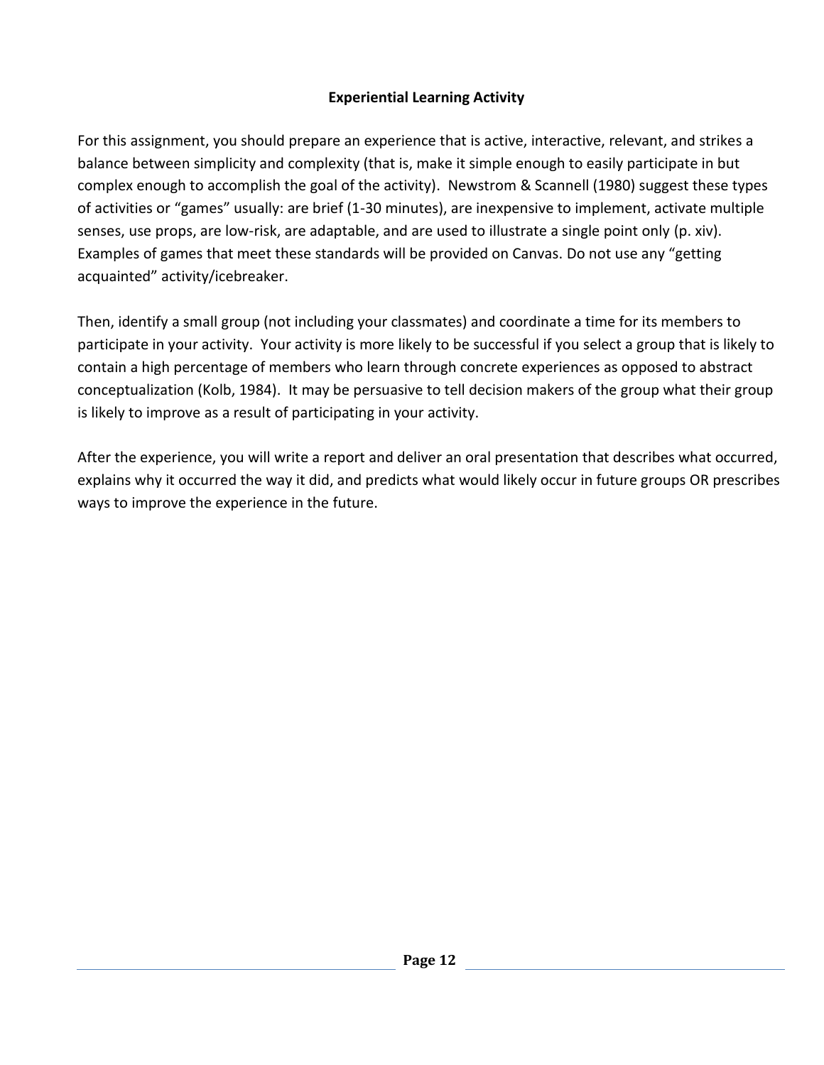## Experiential Learning Activity

For this assignment, you should prepare an experience that is active, interactive, relevant, and strikes a balance between simplicity and complexity (that is, make it simple enough to easily participate in but complex enough to accomplish the goal of the activity). Newstrom & Scannell (1980) suggest these types of activities or "games" usually: are brief (1-30 minutes), are inexpensive to implement, activate multiple senses, use props, are low-risk, are adaptable, and are used to illustrate a single point only (p. xiv). Examples of games that meet these standards will be provided on Canvas. Do not use any "getting acquainted" activity/icebreaker.

Then, identify a small group (not including your classmates) and coordinate a time for its members to participate in your activity. Your activity is more likely to be successful if you select a group that is likely to contain a high percentage of members who learn through concrete experiences as opposed to abstract conceptualization (Kolb, 1984). It may be persuasive to tell decision makers of the group what their group is likely to improve as a result of participating in your activity.

After the experience, you will write a report and deliver an oral presentation that describes what occurred, explains why it occurred the way it did, and predicts what would likely occur in future groups OR prescribes ways to improve the experience in the future.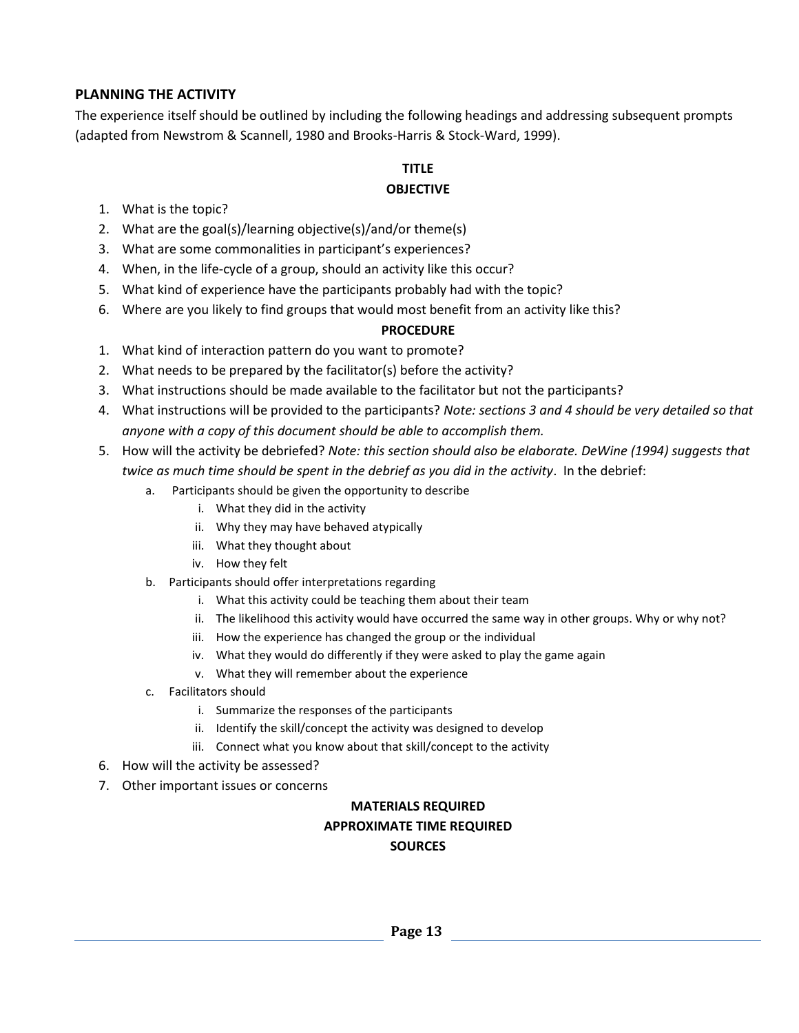## PLANNING THE ACTIVITY

The experience itself should be outlined by including the following headings and addressing subsequent prompts (adapted from Newstrom & Scannell, 1980 and Brooks-Harris & Stock-Ward, 1999).

**TITLE**

**OBJECTIVE**

1. What is the topic?
2. What are the goal(s)/learning objective(s)/and/or theme(s)
3. What are some commonalities in participant's experiences?
4. When, in the life-cycle of a group, should an activity like this occur?
5. What kind of experience have the participants probably had with the topic?
6. Where are you likely to find groups that would most benefit from an activity like this?

**PROCEDURE**

1. What kind of interaction pattern do you want to promote?
2. What needs to be prepared by the facilitator(s) before the activity?
3. What instructions should be made available to the facilitator but not the participants?
4. What instructions will be provided to the participants? *Note: sections 3 and 4 should be very detailed so that anyone with a copy of this document should be able to accomplish them.*
5. How will the activity be debriefed? *Note: this section should also be elaborate. DeWine (1994) suggests that twice as much time should be spent in the debrief as you did in the activity*. In the debrief:
   a. Participants should be given the opportunity to describe
      i. What they did in the activity
      ii. Why they may have behaved atypically
      iii. What they thought about
      iv. How they felt
   b. Participants should offer interpretations regarding
      i. What this activity could be teaching them about their team
      ii. The likelihood this activity would have occurred the same way in other groups. Why or why not?
      iii. How the experience has changed the group or the individual
      iv. What they would do differently if they were asked to play the game again
      v. What they will remember about the experience
   c. Facilitators should
      i. Summarize the responses of the participants
      ii. Identify the skill/concept the activity was designed to develop
      iii. Connect what you know about that skill/concept to the activity
6. How will the activity be assessed?
7. Other important issues or concerns

**MATERIALS REQUIRED**

**APPROXIMATE TIME REQUIRED**

**SOURCES**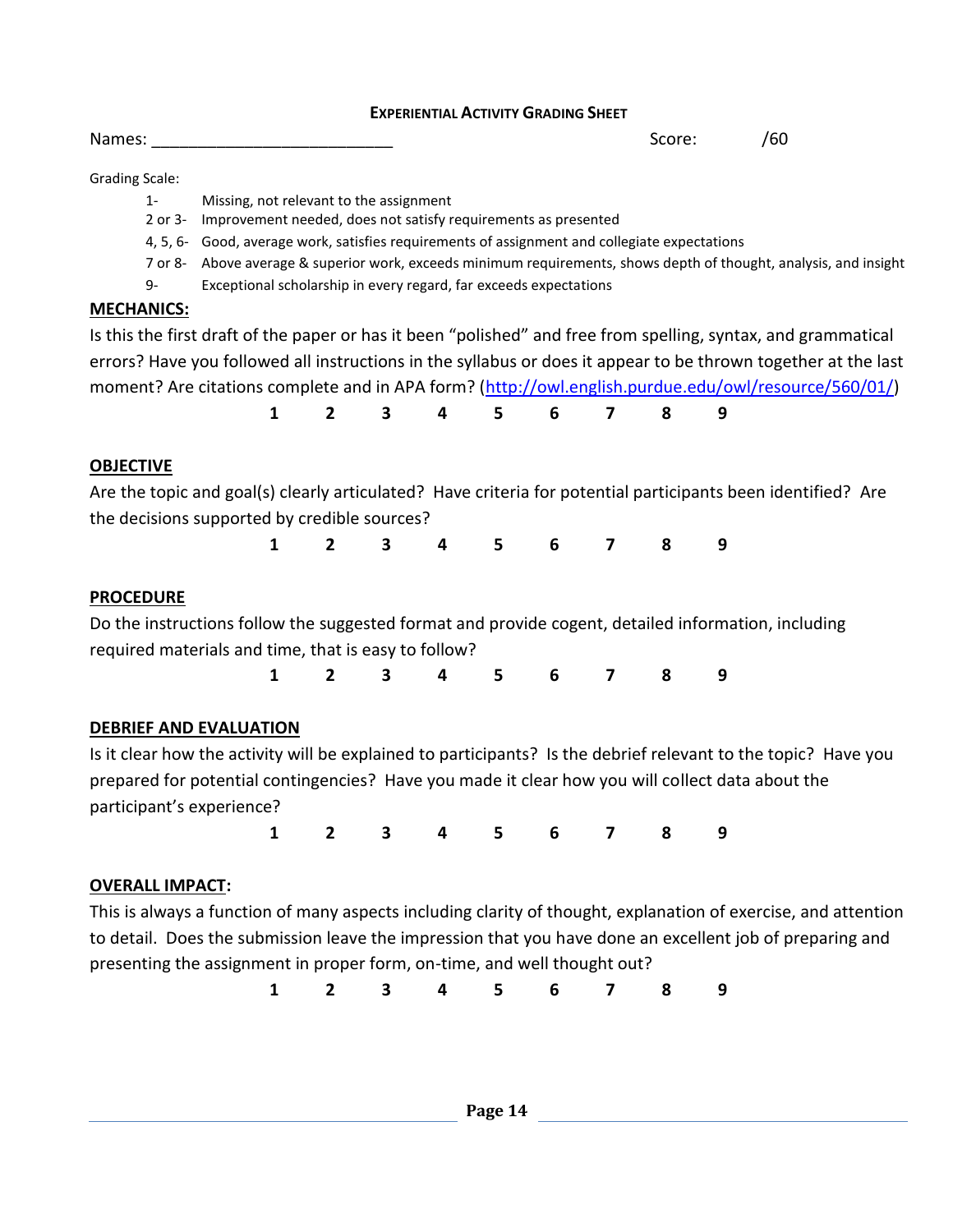## EXPERIENTIAL ACTIVITY GRADING SHEET

Names: ________________________ Score: /60

Grading Scale:

- 1- Missing, not relevant to the assignment
- 2 or 3- Improvement needed, does not satisfy requirements as presented
- 4, 5, 6- Good, average work, satisfies requirements of assignment and collegiate expectations
- 7 or 8- Above average & superior work, exceeds minimum requirements, shows depth of thought, analysis, and insight
- 9- Exceptional scholarship in every regard, far exceeds expectations

**MECHANICS:**

Is this the first draft of the paper or has it been "polished" and free from spelling, syntax, and grammatical errors? Have you followed all instructions in the syllabus or does it appear to be thrown together at the last moment? Are citations complete and in APA form? (http://owl.english.purdue.edu/owl/resource/560/01/)

**1 2 3 4 5 6 7 8 9**

**OBJECTIVE**

Are the topic and goal(s) clearly articulated? Have criteria for potential participants been identified? Are the decisions supported by credible sources?

**1 2 3 4 5 6 7 8 9**

**PROCEDURE**

Do the instructions follow the suggested format and provide cogent, detailed information, including required materials and time, that is easy to follow?

**1 2 3 4 5 6 7 8 9**

**DEBRIEF AND EVALUATION**

Is it clear how the activity will be explained to participants? Is the debrief relevant to the topic? Have you prepared for potential contingencies? Have you made it clear how you will collect data about the participant's experience?

**1 2 3 4 5 6 7 8 9**

**OVERALL IMPACT:**

This is always a function of many aspects including clarity of thought, explanation of exercise, and attention to detail. Does the submission leave the impression that you have done an excellent job of preparing and presenting the assignment in proper form, on-time, and well thought out?

**1 2 3 4 5 6 7 8 9**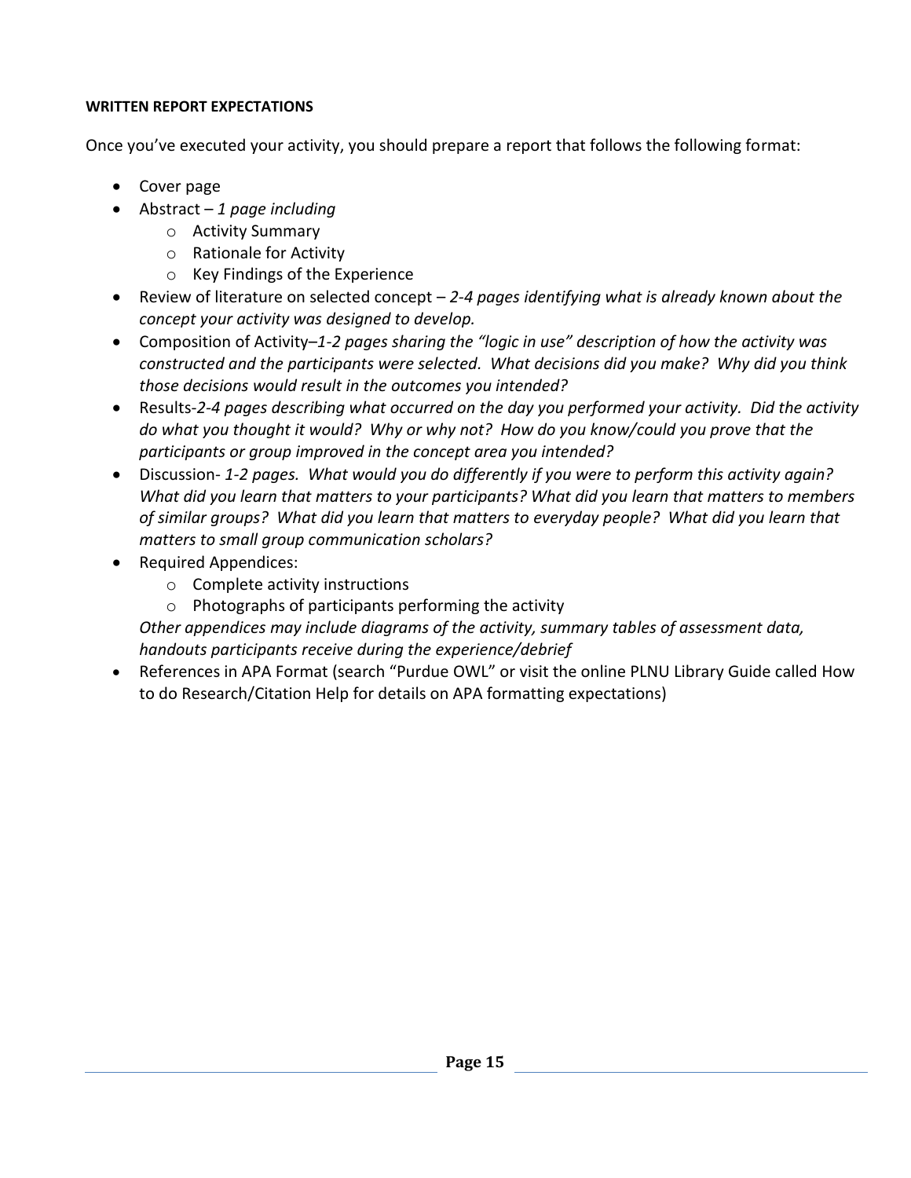**WRITTEN REPORT EXPECTATIONS**

Once you've executed your activity, you should prepare a report that follows the following format:

- Cover page
- Abstract – *1 page including*
    - Activity Summary
    - Rationale for Activity
    - Key Findings of the Experience
- Review of literature on selected concept – *2-4 pages identifying what is already known about the concept your activity was designed to develop.*
- Composition of Activity–*1-2 pages sharing the "logic in use" description of how the activity was constructed and the participants were selected. What decisions did you make? Why did you think those decisions would result in the outcomes you intended?*
- Results-*2-4 pages describing what occurred on the day you performed your activity. Did the activity do what you thought it would? Why or why not? How do you know/could you prove that the participants or group improved in the concept area you intended?*
- Discussion- *1-2 pages. What would you do differently if you were to perform this activity again? What did you learn that matters to your participants? What did you learn that matters to members of similar groups? What did you learn that matters to everyday people? What did you learn that matters to small group communication scholars?*
- Required Appendices:
    - Complete activity instructions
    - Photographs of participants performing the activity

  *Other appendices may include diagrams of the activity, summary tables of assessment data, handouts participants receive during the experience/debrief*
- References in APA Format (search "Purdue OWL" or visit the online PLNU Library Guide called How to do Research/Citation Help for details on APA formatting expectations)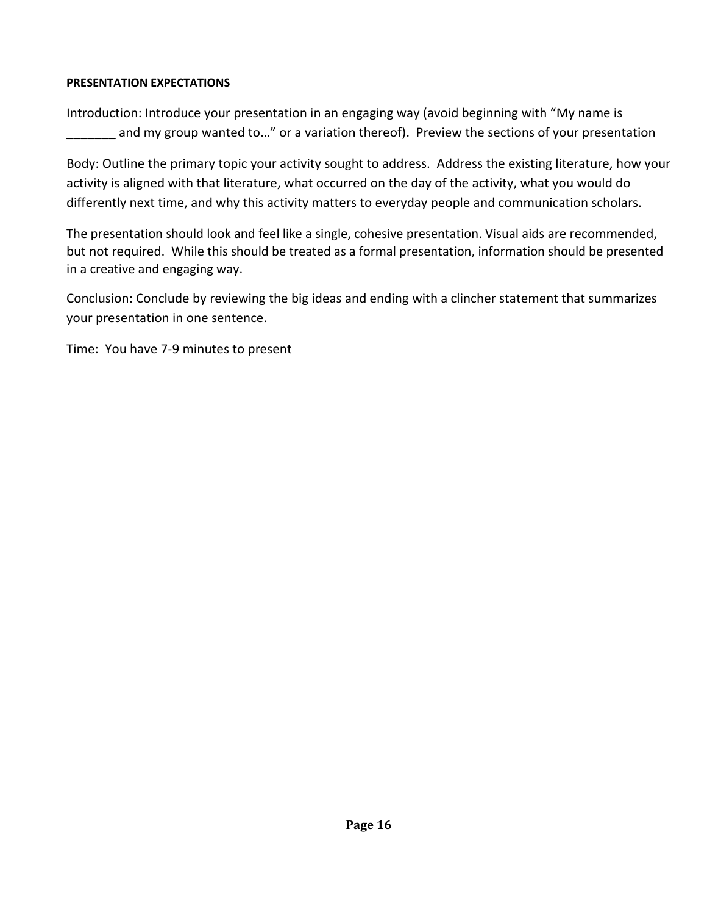**PRESENTATION EXPECTATIONS**

Introduction: Introduce your presentation in an engaging way (avoid beginning with "My name is _______ and my group wanted to…" or a variation thereof). Preview the sections of your presentation

Body: Outline the primary topic your activity sought to address. Address the existing literature, how your activity is aligned with that literature, what occurred on the day of the activity, what you would do differently next time, and why this activity matters to everyday people and communication scholars.

The presentation should look and feel like a single, cohesive presentation. Visual aids are recommended, but not required. While this should be treated as a formal presentation, information should be presented in a creative and engaging way.

Conclusion: Conclude by reviewing the big ideas and ending with a clincher statement that summarizes your presentation in one sentence.

Time: You have 7-9 minutes to present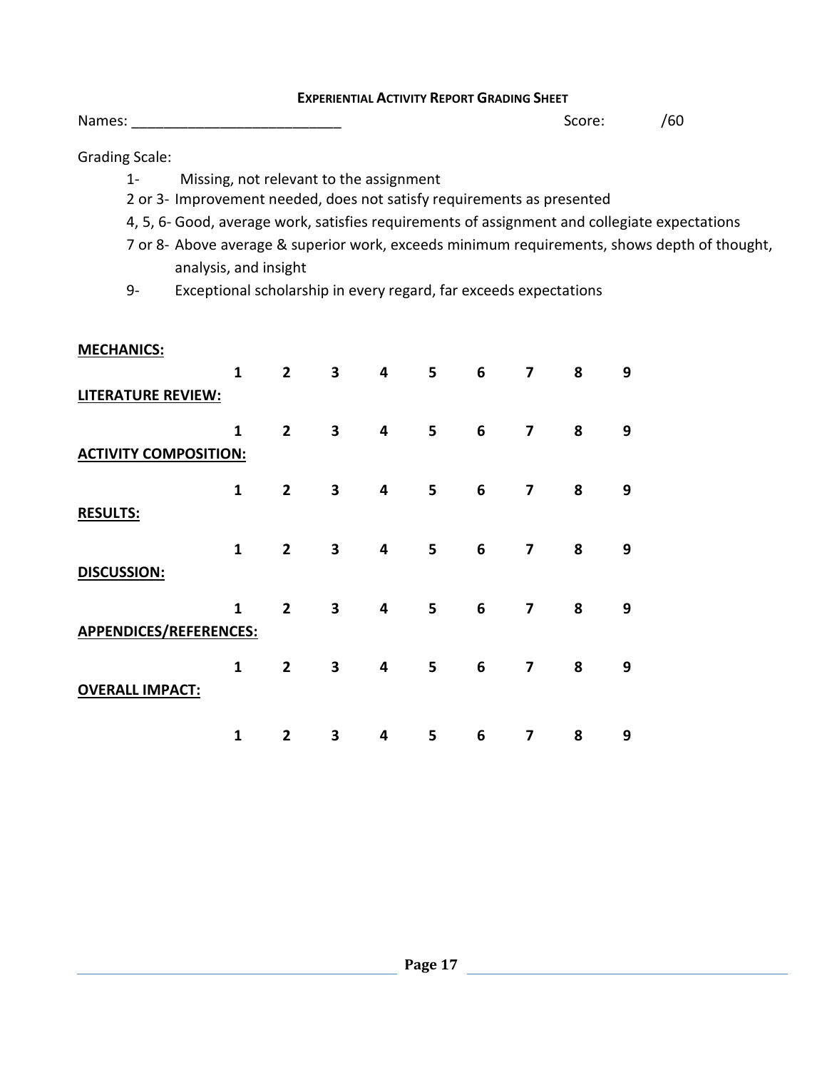# EXPERIENTIAL ACTIVITY REPORT GRADING SHEET

Names: _________________________ Score: /60

Grading Scale:

1- Missing, not relevant to the assignment

2 or 3- Improvement needed, does not satisfy requirements as presented

4, 5, 6- Good, average work, satisfies requirements of assignment and collegiate expectations

7 or 8- Above average & superior work, exceeds minimum requirements, shows depth of thought, analysis, and insight

9- Exceptional scholarship in every regard, far exceeds expectations

**MECHANICS:**

**1 2 3 4 5 6 7 8 9**

**LITERATURE REVIEW:**

**1 2 3 4 5 6 7 8 9**

**ACTIVITY COMPOSITION:**

**1 2 3 4 5 6 7 8 9**

**RESULTS:**

**1 2 3 4 5 6 7 8 9**

**DISCUSSION:**

**1 2 3 4 5 6 7 8 9**

**APPENDICES/REFERENCES:**

**1 2 3 4 5 6 7 8 9**

**OVERALL IMPACT:**

**1 2 3 4 5 6 7 8 9**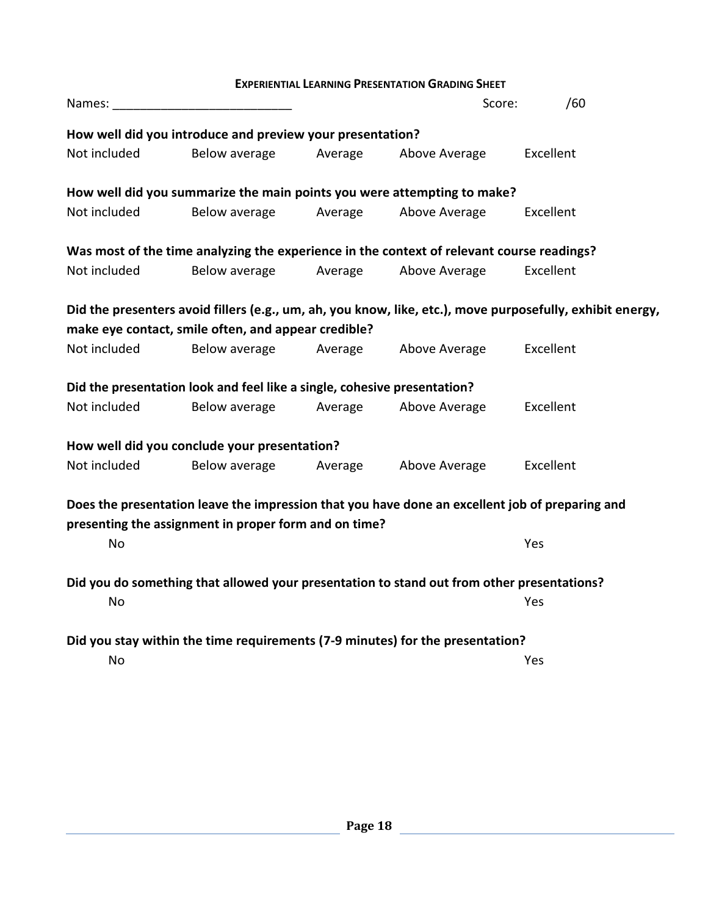## Experiential Learning Presentation Grading Sheet

Names: ________________________ Score: /60

**How well did you introduce and preview your presentation?**

Not included Below average Average Above Average Excellent

**How well did you summarize the main points you were attempting to make?**

Not included Below average Average Above Average Excellent

**Was most of the time analyzing the experience in the context of relevant course readings?**

Not included Below average Average Above Average Excellent

**Did the presenters avoid fillers (e.g., um, ah, you know, like, etc.), move purposefully, exhibit energy, make eye contact, smile often, and appear credible?**

Not included Below average Average Above Average Excellent

**Did the presentation look and feel like a single, cohesive presentation?**

Not included Below average Average Above Average Excellent

**How well did you conclude your presentation?**

Not included Below average Average Above Average Excellent

**Does the presentation leave the impression that you have done an excellent job of preparing and presenting the assignment in proper form and on time?**

No Yes

**Did you do something that allowed your presentation to stand out from other presentations?**

No Yes

**Did you stay within the time requirements (7-9 minutes) for the presentation?**

No Yes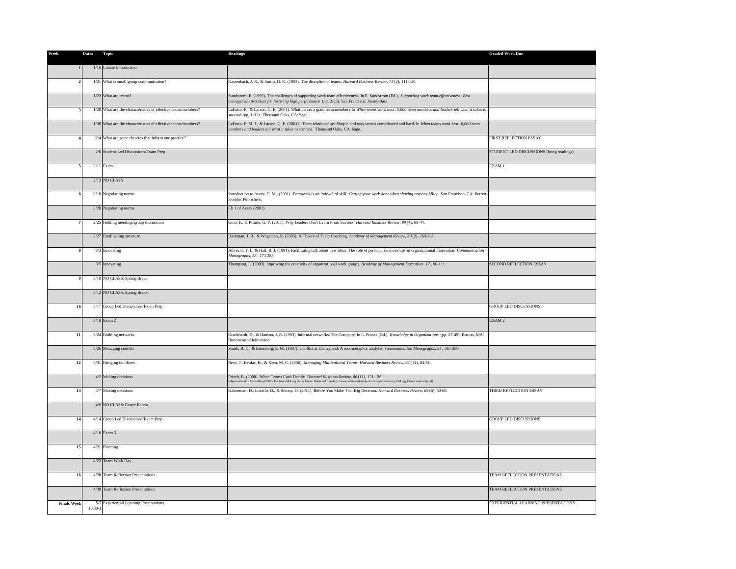| Week | Dates | Topic | Readings | Graded Work Due |
|---|---|---|---|---|
| 1 | 1/16 | Course Introduction | | |
| 2 | 1/21 | What is small group communication? | Katzenbach, J. R., & Smith, D. K. (1993). The discipline of teams. *Harvard Business Review, 71* (2), 111-120. | |
| | 1/23 | What are teams? | Sundstrom, E. (1999). The challenges of supporting work team effectiveness. In E. Sundstrom (Ed.), *Supporting work team effectiveness: Best management practices for fostering high performance* (pp. 3-23). San Francisco: Jossey-Bass. | |
| 3 | 1/28 | What are the characteristics of effective teams/members? | LaFasto, F., & Larson, C. E. (2001). What makes a good team member? In *When teams work best : 6,000 team members and leaders tell what it takes to succeed (pp. 1-32)*. Thousand Oaks, CA: Sage. | |
| | 1/30 | What are the characteristics of effective teams/members? | LaFasto, F. M. J., & Larson, C. E. (2001). Team relationships: Simple and easy versus complicated and hard. In *When teams work best: 6,000 team members and leaders tell what it takes to succeed.* Thousand Oaks, CA: Sage. | |
| 4 | 2/4 | What are some theories that inform our practice? | | FIRST REFLECTION ESSAY |
| | 2/6 | Student-Led Discussions/Exam Prep | | STUDENT LED DISCUSSIONS (bring readings) |
| 5 | 2/11 | Exam 1 | | EXAM 1 |
| | 2/13 | NO CLASS | | |
| 6 | 2/18 | Negotiating norms | Introduction to Avery, C. M., (2001). *Teamwork is an individual skill: Getting your work done when sharing responsibility.* San Francisco, CA: Berrett-Koehler Publishers. | |
| | 2/20 | Negotiating norms | Ch 1 of Avery (2001) | |
| 7 | 2/25 | Holding meetings/group discussions | Gino, F., & Pisano, G. P. (2011). Why Leaders Don't Learn From Success. *Harvard Business Review, 89* (4), 68-44. | |
| | 2/27 | Establishing structure | Hackman, J. R., & Wageman, R. (2005). A Theory of Team Coaching. *Academy of Management Review, 30* (2), 269-287. | |
| 8 | 3/3 | Innovating | Albrecht, T. L. & Hall, B. J. (1991). Facilitating talk about new ideas: The role of personal relationships in organizational innovation. *Communication Monographs, 58* , 273-288. | |
| | 3/5 | Innovating | Thompson, L. (2003). Improving the creativity of organizational work groups. *Academy of Management Executives, 17* , 96-111. | SECOND REFLECTION ESSAY |
| 9 | 3/10 | NO CLASS: Spring Break | | |
| | 3/12 | NO CLASS: Spring Break | | |
| 10 | 3/17 | Group Led Discussions/Exam Prep | | GROUP LED DISCUSSIONS |
| | 3/19 | Exam 2 | | EXAM 2 |
| 11 | 3/24 | Building networks | Krackhardt, D., & Hanson, J. R. (1993). Informal networks: The Company. In L. Prusak (Ed.), *Knowledge in Organizations* (pp. 27-49). Boston, MA: Butterworth-Heinemann. | |
| | 3/26 | Managing conflict | Smith, R. C., & Eisenberg, E. M. (1987). Conflict at Disneyland: A root-metaphor analysis. *Communication Monographs, 54* , 367-380. | |
| 12 | 3/31 | Bridging faultlines | Brett, J., Behfar, K., & Kern, M. C. (2006). *Managing Multicultural Teams. Harvard Business Review, 84* (11), 84-91. | |
| | 4/2 | Making decisions | Frisch, B. (2008). When Teams Can't Decide. *Harvard Business Review, 86* (11), 121-126. Edge-Leadership Consulting (2009). Decision-Making Styles Guide. Retrieved from http://www.edge-leadership.com/images/Decision_Making_Edge-Leadership.pdf | |
| 13 | 4/7 | Making decisions | Kahneman, D., Lovallo, D., & Sibony, O. (2011). Before You Make That Big Decision. *Harvard Business Review, 89* (6), 50-60. | THIRD REFLECTION ESSAY |
| | 4/9 | NO CLASS: Easter Recess | | |
| 14 | 4/14 | Group Led Discussions/Exam Prep | | GROUP LED DISCUSSIONS |
| | 4/16 | Exam 3 | | |
| 15 | 4/21 | Planning | | |
| | 4/23 | Team Work Day | | |
| 16 | 4/28 | Team Reflection Presentations | | TEAM REFLECTION PRESENTATIONS |
| | 4/30 | Team Reflection Presentations | | TEAM REFLECTION PRESENTATIONS |
| Finals Week | 5/7 10:30-1 | Experiential Learning Presentations | | EXPERIENTIAL LEARNING PRESENTATIONS |